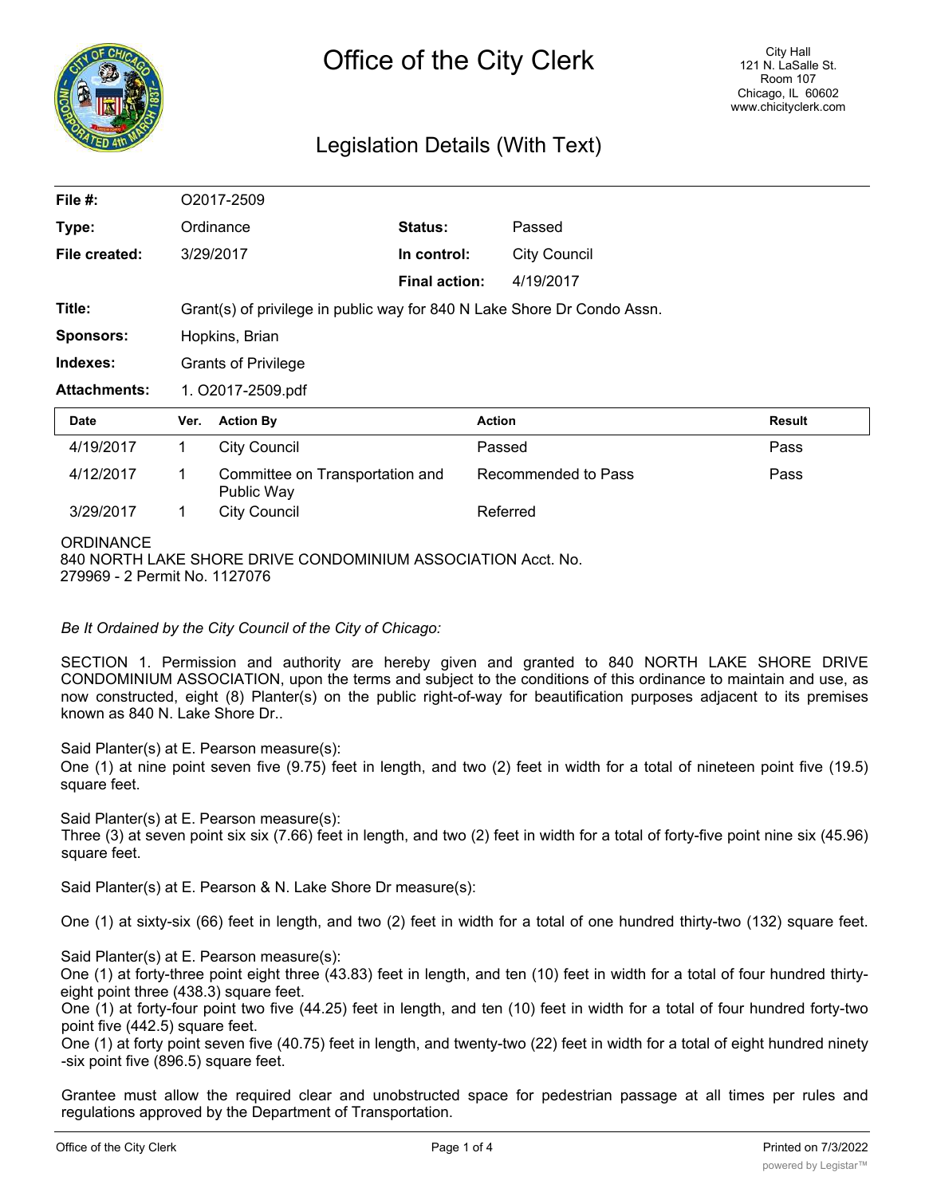# Office of the City Clerk

City Hall
121 N. LaSalle St.
Room 107
Chicago, IL 60602
www.chicityclerk.com

## Legislation Details (With Text)

| | | | |
|---|---|---|---|
| **File #:** | O2017-2509 | | |
| **Type:** | Ordinance | **Status:** | Passed |
| **File created:** | 3/29/2017 | **In control:** | City Council |
| | | **Final action:** | 4/19/2017 |
| **Title:** | Grant(s) of privilege in public way for 840 N Lake Shore Dr Condo Assn. | | |
| **Sponsors:** | Hopkins, Brian | | |
| **Indexes:** | Grants of Privilege | | |
| **Attachments:** | 1. O2017-2509.pdf | | |

| Date | Ver. | Action By | Action | Result |
|---|---|---|---|---|
| 4/19/2017 | 1 | City Council | Passed | Pass |
| 4/12/2017 | 1 | Committee on Transportation and Public Way | Recommended to Pass | Pass |
| 3/29/2017 | 1 | City Council | Referred | |

ORDINANCE
840 NORTH LAKE SHORE DRIVE CONDOMINIUM ASSOCIATION Acct. No. 279969 - 2 Permit No. 1127076

*Be It Ordained by the City Council of the City of Chicago:*

SECTION 1. Permission and authority are hereby given and granted to 840 NORTH LAKE SHORE DRIVE CONDOMINIUM ASSOCIATION, upon the terms and subject to the conditions of this ordinance to maintain and use, as now constructed, eight (8) Planter(s) on the public right-of-way for beautification purposes adjacent to its premises known as 840 N. Lake Shore Dr..

Said Planter(s) at E. Pearson measure(s):
One (1) at nine point seven five (9.75) feet in length, and two (2) feet in width for a total of nineteen point five (19.5) square feet.

Said Planter(s) at E. Pearson measure(s):
Three (3) at seven point six six (7.66) feet in length, and two (2) feet in width for a total of forty-five point nine six (45.96) square feet.

Said Planter(s) at E. Pearson & N. Lake Shore Dr measure(s):

One (1) at sixty-six (66) feet in length, and two (2) feet in width for a total of one hundred thirty-two (132) square feet.

Said Planter(s) at E. Pearson measure(s):
One (1) at forty-three point eight three (43.83) feet in length, and ten (10) feet in width for a total of four hundred thirty-eight point three (438.3) square feet.
One (1) at forty-four point two five (44.25) feet in length, and ten (10) feet in width for a total of four hundred forty-two point five (442.5) square feet.
One (1) at forty point seven five (40.75) feet in length, and twenty-two (22) feet in width for a total of eight hundred ninety-six point five (896.5) square feet.

Grantee must allow the required clear and unobstructed space for pedestrian passage at all times per rules and regulations approved by the Department of Transportation.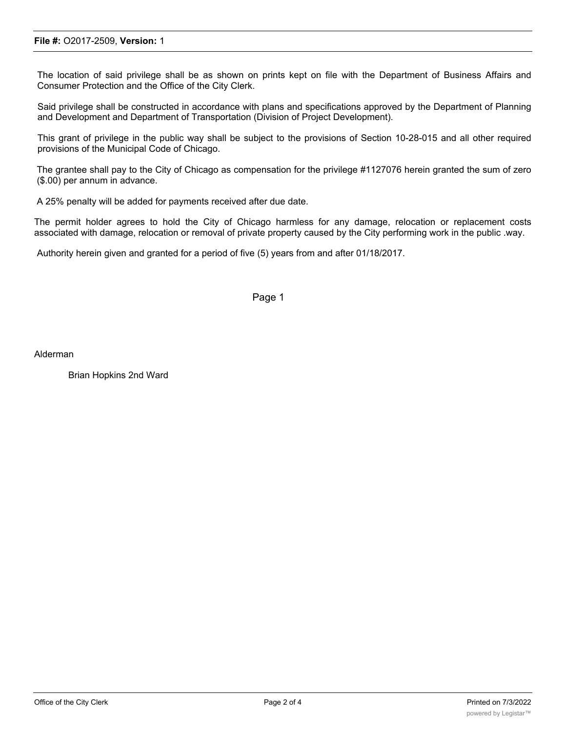The location of said privilege shall be as shown on prints kept on file with the Department of Business Affairs and Consumer Protection and the Office of the City Clerk.

Said privilege shall be constructed in accordance with plans and specifications approved by the Department of Planning and Development and Department of Transportation (Division of Project Development).

This grant of privilege in the public way shall be subject to the provisions of Section 10-28-015 and all other required provisions of the Municipal Code of Chicago.

The grantee shall pay to the City of Chicago as compensation for the privilege #1127076 herein granted the sum of zero ($.00) per annum in advance.

A 25% penalty will be added for payments received after due date.

The permit holder agrees to hold the City of Chicago harmless for any damage, relocation or replacement costs associated with damage, relocation or removal of private property caused by the City performing work in the public .way.

Authority herein given and granted for a period of five (5) years from and after 01/18/2017.

Page 1

Alderman

Brian Hopkins 2nd Ward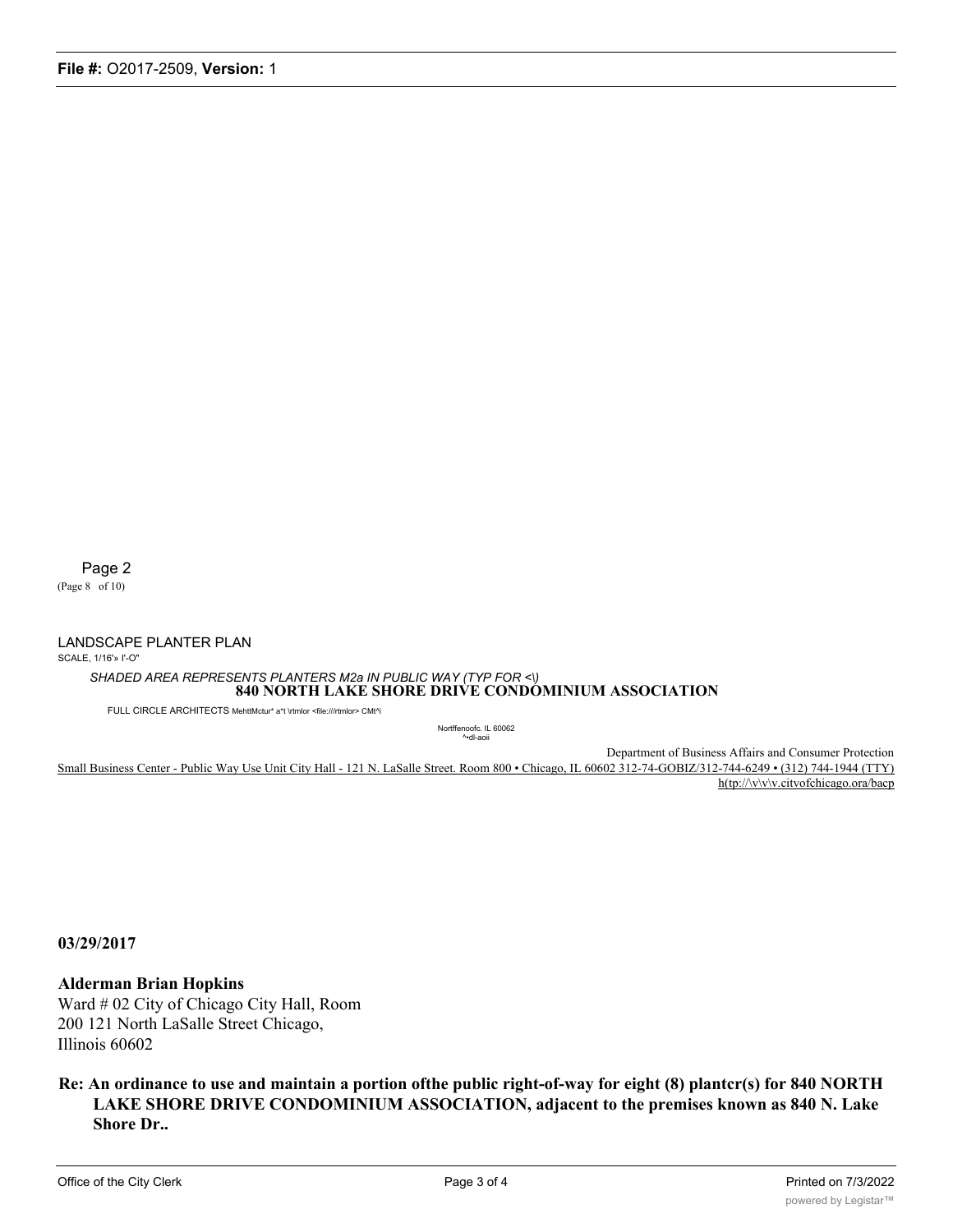Page 2

(Page 8 of 10)

LANDSCAPE PLANTER PLAN

SCALE, 1/16'» I'-O"

*SHADED AREA REPRESENTS PLANTERS M2a IN PUBLIC WAY (TYP FOR <\)*

**840 NORTH LAKE SHORE DRIVE CONDOMINIUM ASSOCIATION**

FULL CIRCLE ARCHITECTS MehttMctur* a*t \rtmlor <file:///rtmlor> CMt^i

Nortffenoofc. IL 60062
^•dl-aoii

Department of Business Affairs and Consumer Protection

Small Business Center - Public Way Use Unit City Hall - 121 N. LaSalle Street. Room 800 • Chicago, IL 60602 312-74-GOBIZ/312-744-6249 • (312) 744-1944 (TTY) h(tp://\v\v\v.citvofchicago.ora/bacp

**03/29/2017**

**Alderman Brian Hopkins**

Ward # 02 City of Chicago City Hall, Room 200 121 North LaSalle Street Chicago, Illinois 60602

**Re: An ordinance to use and maintain a portion ofthe public right-of-way for eight (8) plantcr(s) for 840 NORTH LAKE SHORE DRIVE CONDOMINIUM ASSOCIATION, adjacent to the premises known as 840 N. Lake Shore Dr..**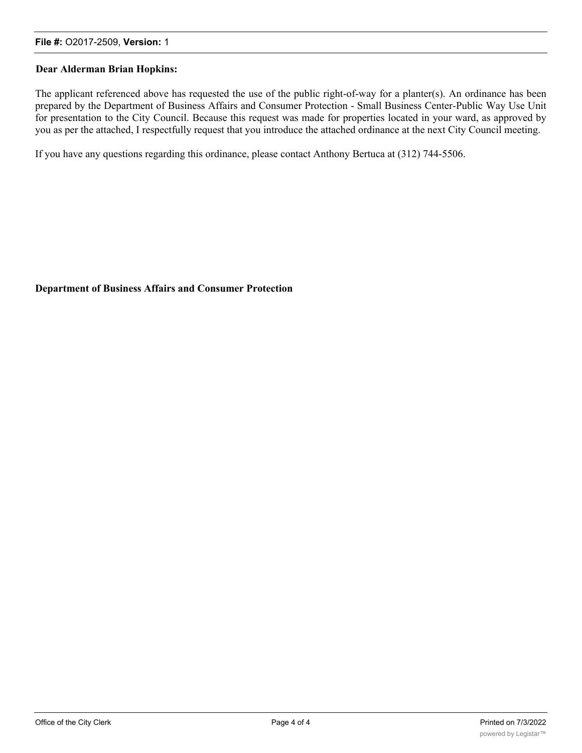**Dear Alderman Brian Hopkins:**

The applicant referenced above has requested the use of the public right-of-way for a planter(s). An ordinance has been prepared by the Department of Business Affairs and Consumer Protection - Small Business Center-Public Way Use Unit for presentation to the City Council. Because this request was made for properties located in your ward, as approved by you as per the attached, I respectfully request that you introduce the attached ordinance at the next City Council meeting.

If you have any questions regarding this ordinance, please contact Anthony Bertuca at (312) 744-5506.

**Department of Business Affairs and Consumer Protection**